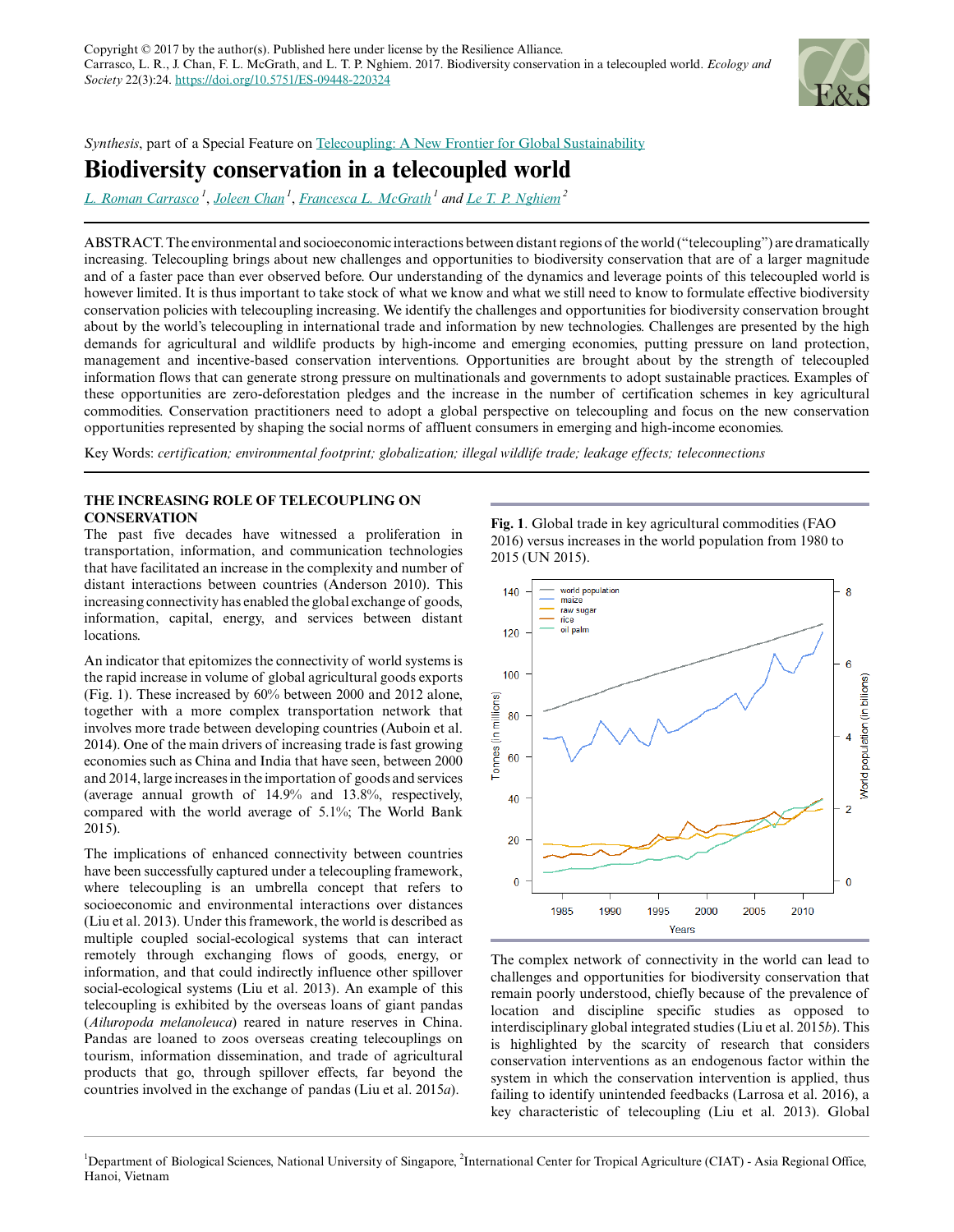Copyright © 2017 by the author(s). Published here under license by the Resilience Alliance.
Carrasco, L. R., J. Chan, F. L. McGrath, and L. T. P. Nghiem. 2017. Biodiversity conservation in a telecoupled world. *Ecology and Society* 22(3):24. https://doi.org/10.5751/ES-09448-220324

*Synthesis*, part of a Special Feature on Telecoupling: A New Frontier for Global Sustainability

# Biodiversity conservation in a telecoupled world

L. Roman Carrasco[1], Joleen Chan[1], Francesca L. McGrath[1] and Le T. P. Nghiem[2]

ABSTRACT. The environmental and socioeconomic interactions between distant regions of the world ("telecoupling") are dramatically increasing. Telecoupling brings about new challenges and opportunities to biodiversity conservation that are of a larger magnitude and of a faster pace than ever observed before. Our understanding of the dynamics and leverage points of this telecoupled world is however limited. It is thus important to take stock of what we know and what we still need to know to formulate effective biodiversity conservation policies with telecoupling increasing. We identify the challenges and opportunities for biodiversity conservation brought about by the world's telecoupling in international trade and information by new technologies. Challenges are presented by the high demands for agricultural and wildlife products by high-income and emerging economies, putting pressure on land protection, management and incentive-based conservation interventions. Opportunities are brought about by the strength of telecoupled information flows that can generate strong pressure on multinationals and governments to adopt sustainable practices. Examples of these opportunities are zero-deforestation pledges and the increase in the number of certification schemes in key agricultural commodities. Conservation practitioners need to adopt a global perspective on telecoupling and focus on the new conservation opportunities represented by shaping the social norms of affluent consumers in emerging and high-income economies.

Key Words: *certification; environmental footprint; globalization; illegal wildlife trade; leakage effects; teleconnections*

## THE INCREASING ROLE OF TELECOUPLING ON CONSERVATION

The past five decades have witnessed a proliferation in transportation, information, and communication technologies that have facilitated an increase in the complexity and number of distant interactions between countries (Anderson 2010). This increasing connectivity has enabled the global exchange of goods, information, capital, energy, and services between distant locations.

An indicator that epitomizes the connectivity of world systems is the rapid increase in volume of global agricultural goods exports (Fig. 1). These increased by 60% between 2000 and 2012 alone, together with a more complex transportation network that involves more trade between developing countries (Auboin et al. 2014). One of the main drivers of increasing trade is fast growing economies such as China and India that have seen, between 2000 and 2014, large increases in the importation of goods and services (average annual growth of 14.9% and 13.8%, respectively, compared with the world average of 5.1%; The World Bank 2015).

The implications of enhanced connectivity between countries have been successfully captured under a telecoupling framework, where telecoupling is an umbrella concept that refers to socioeconomic and environmental interactions over distances (Liu et al. 2013). Under this framework, the world is described as multiple coupled social-ecological systems that can interact remotely through exchanging flows of goods, energy, or information, and that could indirectly influence other spillover social-ecological systems (Liu et al. 2013). An example of this telecoupling is exhibited by the overseas loans of giant pandas (*Ailuropoda melanoleuca*) reared in nature reserves in China. Pandas are loaned to zoos overseas creating telecouplings on tourism, information dissemination, and trade of agricultural products that go, through spillover effects, far beyond the countries involved in the exchange of pandas (Liu et al. 2015*a*).

**Fig. 1**. Global trade in key agricultural commodities (FAO 2016) versus increases in the world population from 1980 to 2015 (UN 2015).

The complex network of connectivity in the world can lead to challenges and opportunities for biodiversity conservation that remain poorly understood, chiefly because of the prevalence of location and discipline specific studies as opposed to interdisciplinary global integrated studies (Liu et al. 2015*b*). This is highlighted by the scarcity of research that considers conservation interventions as an endogenous factor within the system in which the conservation intervention is applied, thus failing to identify unintended feedbacks (Larrosa et al. 2016), a key characteristic of telecoupling (Liu et al. 2013). Global

[1]Department of Biological Sciences, National University of Singapore, [2]International Center for Tropical Agriculture (CIAT) - Asia Regional Office, Hanoi, Vietnam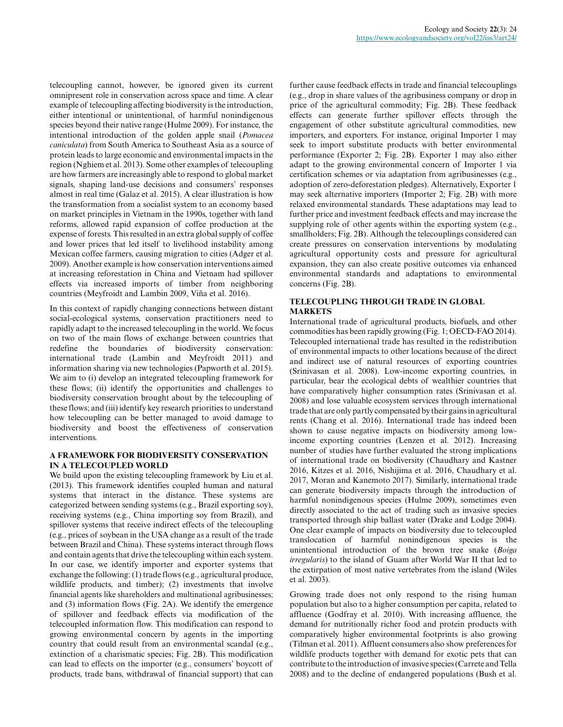telecoupling cannot, however, be ignored given its current omnipresent role in conservation across space and time. A clear example of telecoupling affecting biodiversity is the introduction, either intentional or unintentional, of harmful nonindigenous species beyond their native range (Hulme 2009). For instance, the intentional introduction of the golden apple snail (*Pomacea caniculata*) from South America to Southeast Asia as a source of protein leads to large economic and environmental impacts in the region (Nghiem et al. 2013). Some other examples of telecoupling are how farmers are increasingly able to respond to global market signals, shaping land-use decisions and consumers' responses almost in real time (Galaz et al. 2015). A clear illustration is how the transformation from a socialist system to an economy based on market principles in Vietnam in the 1990s, together with land reforms, allowed rapid expansion of coffee production at the expense of forests. This resulted in an extra global supply of coffee and lower prices that led itself to livelihood instability among Mexican coffee farmers, causing migration to cities (Adger et al. 2009). Another example is how conservation interventions aimed at increasing reforestation in China and Vietnam had spillover effects via increased imports of timber from neighboring countries (Meyfroidt and Lambin 2009, Viña et al. 2016).

In this context of rapidly changing connections between distant social-ecological systems, conservation practitioners need to rapidly adapt to the increased telecoupling in the world. We focus on two of the main flows of exchange between countries that redefine the boundaries of biodiversity conservation: international trade (Lambin and Meyfroidt 2011) and information sharing via new technologies (Papworth et al. 2015). We aim to (i) develop an integrated telecoupling framework for these flows; (ii) identify the opportunities and challenges to biodiversity conservation brought about by the telecoupling of these flows; and (iii) identify key research priorities to understand how telecoupling can be better managed to avoid damage to biodiversity and boost the effectiveness of conservation interventions.

## A FRAMEWORK FOR BIODIVERSITY CONSERVATION IN A TELECOUPLED WORLD

We build upon the existing telecoupling framework by Liu et al. (2013). This framework identifies coupled human and natural systems that interact in the distance. These systems are categorized between sending systems (e.g., Brazil exporting soy), receiving systems (e.g., China importing soy from Brazil), and spillover systems that receive indirect effects of the telecoupling (e.g., prices of soybean in the USA change as a result of the trade between Brazil and China). These systems interact through flows and contain agents that drive the telecoupling within each system. In our case, we identify importer and exporter systems that exchange the following: (1) trade flows (e.g., agricultural produce, wildlife products, and timber); (2) investments that involve financial agents like shareholders and multinational agribusinesses; and (3) information flows (Fig. 2A). We identify the emergence of spillover and feedback effects via modification of the telecoupled information flow. This modification can respond to growing environmental concern by agents in the importing country that could result from an environmental scandal (e.g., extinction of a charismatic species; Fig. 2B). This modification can lead to effects on the importer (e.g., consumers' boycott of products, trade bans, withdrawal of financial support) that can further cause feedback effects in trade and financial telecouplings (e.g., drop in share values of the agribusiness company or drop in price of the agricultural commodity; Fig. 2B). These feedback effects can generate further spillover effects through the engagement of other substitute agricultural commodities, new importers, and exporters. For instance, original Importer 1 may seek to import substitute products with better environmental performance (Exporter 2; Fig. 2B). Exporter 1 may also either adapt to the growing environmental concern of Importer 1 via certification schemes or via adaptation from agribusinesses (e.g., adoption of zero-deforestation pledges). Alternatively, Exporter 1 may seek alternative importers (Importer 2; Fig. 2B) with more relaxed environmental standards. These adaptations may lead to further price and investment feedback effects and may increase the supplying role of other agents within the exporting system (e.g., smallholders; Fig. 2B). Although the telecouplings considered can create pressures on conservation interventions by modulating agricultural opportunity costs and pressure for agricultural expansion, they can also create positive outcomes via enhanced environmental standards and adaptations to environmental concerns (Fig. 2B).

## TELECOUPLING THROUGH TRADE IN GLOBAL MARKETS

International trade of agricultural products, biofuels, and other commodities has been rapidly growing (Fig. 1; OECD-FAO 2014). Telecoupled international trade has resulted in the redistribution of environmental impacts to other locations because of the direct and indirect use of natural resources of exporting countries (Srinivasan et al. 2008). Low-income exporting countries, in particular, bear the ecological debts of wealthier countries that have comparatively higher consumption rates (Srinivasan et al. 2008) and lose valuable ecosystem services through international trade that are only partly compensated by their gains in agricultural rents (Chang et al. 2016). International trade has indeed been shown to cause negative impacts on biodiversity among low-income exporting countries (Lenzen et al. 2012). Increasing number of studies have further evaluated the strong implications of international trade on biodiversity (Chaudhary and Kastner 2016, Kitzes et al. 2016, Nishijima et al. 2016, Chaudhary et al. 2017, Moran and Kanemoto 2017). Similarly, international trade can generate biodiversity impacts through the introduction of harmful nonindigenous species (Hulme 2009), sometimes even directly associated to the act of trading such as invasive species transported through ship ballast water (Drake and Lodge 2004). One clear example of impacts on biodiversity due to telecoupled translocation of harmful nonindigenous species is the unintentional introduction of the brown tree snake (*Boiga irregularis*) to the island of Guam after World War II that led to the extirpation of most native vertebrates from the island (Wiles et al. 2003).

Growing trade does not only respond to the rising human population but also to a higher consumption per capita, related to affluence (Godfray et al. 2010). With increasing affluence, the demand for nutritionally richer food and protein products with comparatively higher environmental footprints is also growing (Tilman et al. 2011). Affluent consumers also show preferences for wildlife products together with demand for exotic pets that can contribute to the introduction of invasive species (Carrete and Tella 2008) and to the decline of endangered populations (Bush et al.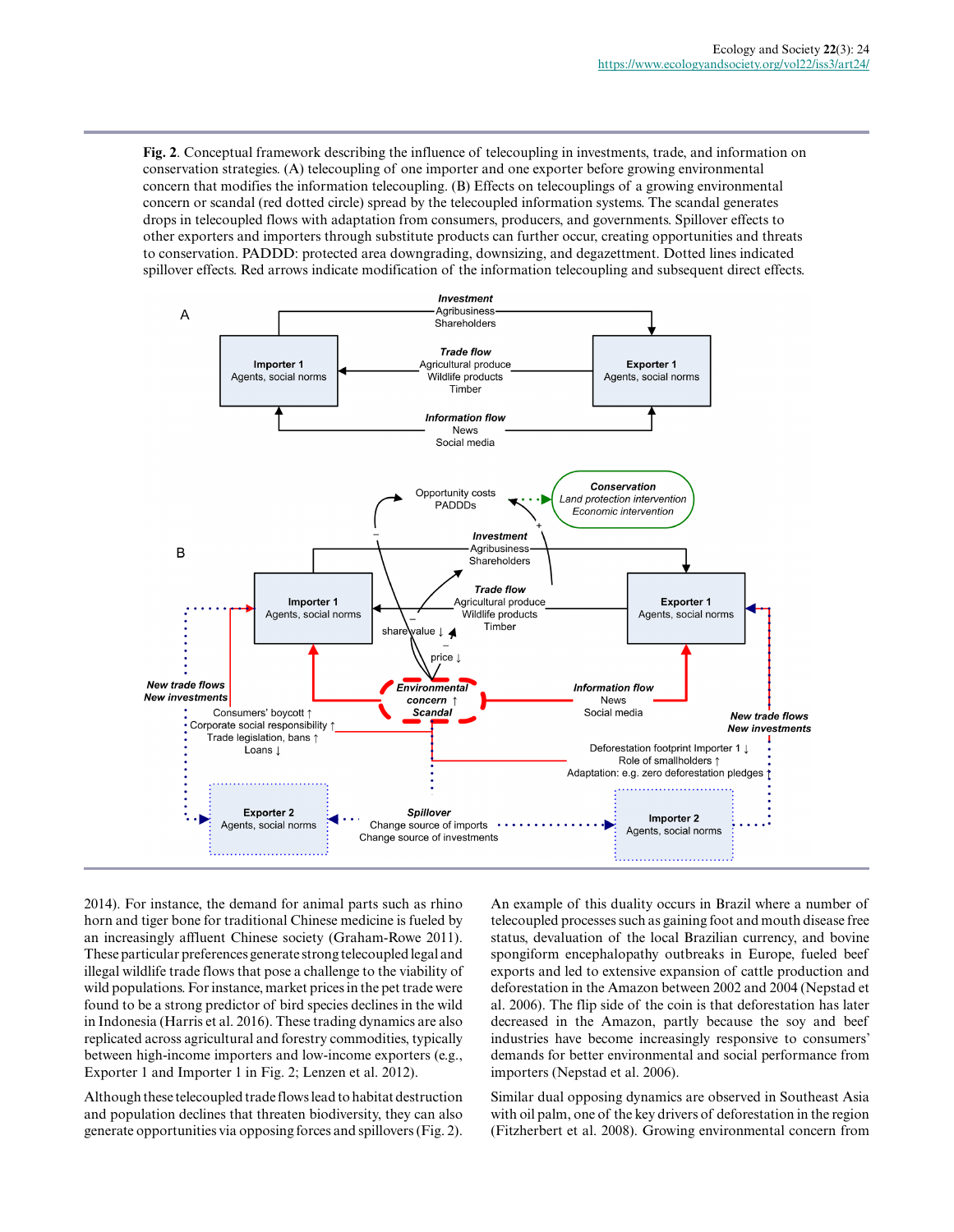**Fig. 2**. Conceptual framework describing the influence of telecoupling in investments, trade, and information on conservation strategies. (A) telecoupling of one importer and one exporter before growing environmental concern that modifies the information telecoupling. (B) Effects on telecouplings of a growing environmental concern or scandal (red dotted circle) spread by the telecoupled information systems. The scandal generates drops in telecoupled flows with adaptation from consumers, producers, and governments. Spillover effects to other exporters and importers through substitute products can further occur, creating opportunities and threats to conservation. PADDD: protected area downgrading, downsizing, and degazettment. Dotted lines indicated spillover effects. Red arrows indicate modification of the information telecoupling and subsequent direct effects.

2014). For instance, the demand for animal parts such as rhino horn and tiger bone for traditional Chinese medicine is fueled by an increasingly affluent Chinese society (Graham-Rowe 2011). These particular preferences generate strong telecoupled legal and illegal wildlife trade flows that pose a challenge to the viability of wild populations. For instance, market prices in the pet trade were found to be a strong predictor of bird species declines in the wild in Indonesia (Harris et al. 2016). These trading dynamics are also replicated across agricultural and forestry commodities, typically between high-income importers and low-income exporters (e.g., Exporter 1 and Importer 1 in Fig. 2; Lenzen et al. 2012).

Although these telecoupled trade flows lead to habitat destruction and population declines that threaten biodiversity, they can also generate opportunities via opposing forces and spillovers (Fig. 2). An example of this duality occurs in Brazil where a number of telecoupled processes such as gaining foot and mouth disease free status, devaluation of the local Brazilian currency, and bovine spongiform encephalopathy outbreaks in Europe, fueled beef exports and led to extensive expansion of cattle production and deforestation in the Amazon between 2002 and 2004 (Nepstad et al. 2006). The flip side of the coin is that deforestation has later decreased in the Amazon, partly because the soy and beef industries have become increasingly responsive to consumers' demands for better environmental and social performance from importers (Nepstad et al. 2006).

Similar dual opposing dynamics are observed in Southeast Asia with oil palm, one of the key drivers of deforestation in the region (Fitzherbert et al. 2008). Growing environmental concern from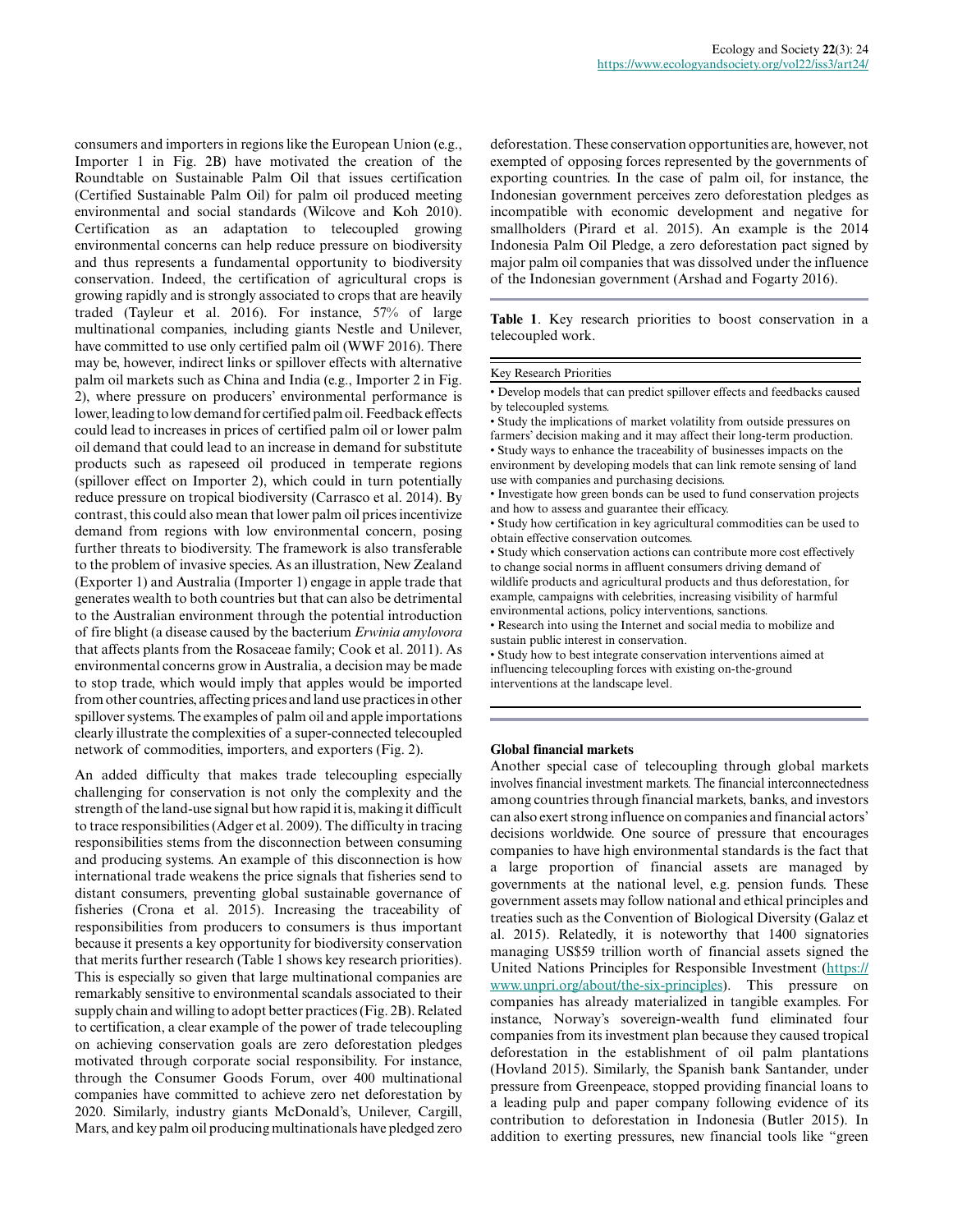consumers and importers in regions like the European Union (e.g., Importer 1 in Fig. 2B) have motivated the creation of the Roundtable on Sustainable Palm Oil that issues certification (Certified Sustainable Palm Oil) for palm oil produced meeting environmental and social standards (Wilcove and Koh 2010). Certification as an adaptation to telecoupled growing environmental concerns can help reduce pressure on biodiversity and thus represents a fundamental opportunity to biodiversity conservation. Indeed, the certification of agricultural crops is growing rapidly and is strongly associated to crops that are heavily traded (Tayleur et al. 2016). For instance, 57% of large multinational companies, including giants Nestle and Unilever, have committed to use only certified palm oil (WWF 2016). There may be, however, indirect links or spillover effects with alternative palm oil markets such as China and India (e.g., Importer 2 in Fig. 2), where pressure on producers' environmental performance is lower, leading to low demand for certified palm oil. Feedback effects could lead to increases in prices of certified palm oil or lower palm oil demand that could lead to an increase in demand for substitute products such as rapeseed oil produced in temperate regions (spillover effect on Importer 2), which could in turn potentially reduce pressure on tropical biodiversity (Carrasco et al. 2014). By contrast, this could also mean that lower palm oil prices incentivize demand from regions with low environmental concern, posing further threats to biodiversity. The framework is also transferable to the problem of invasive species. As an illustration, New Zealand (Exporter 1) and Australia (Importer 1) engage in apple trade that generates wealth to both countries but that can also be detrimental to the Australian environment through the potential introduction of fire blight (a disease caused by the bacterium *Erwinia amylovora* that affects plants from the Rosaceae family; Cook et al. 2011). As environmental concerns grow in Australia, a decision may be made to stop trade, which would imply that apples would be imported from other countries, affecting prices and land use practices in other spillover systems. The examples of palm oil and apple importations clearly illustrate the complexities of a super-connected telecoupled network of commodities, importers, and exporters (Fig. 2).

An added difficulty that makes trade telecoupling especially challenging for conservation is not only the complexity and the strength of the land-use signal but how rapid it is, making it difficult to trace responsibilities (Adger et al. 2009). The difficulty in tracing responsibilities stems from the disconnection between consuming and producing systems. An example of this disconnection is how international trade weakens the price signals that fisheries send to distant consumers, preventing global sustainable governance of fisheries (Crona et al. 2015). Increasing the traceability of responsibilities from producers to consumers is thus important because it presents a key opportunity for biodiversity conservation that merits further research (Table 1 shows key research priorities). This is especially so given that large multinational companies are remarkably sensitive to environmental scandals associated to their supply chain and willing to adopt better practices (Fig. 2B). Related to certification, a clear example of the power of trade telecoupling on achieving conservation goals are zero deforestation pledges motivated through corporate social responsibility. For instance, through the Consumer Goods Forum, over 400 multinational companies have committed to achieve zero net deforestation by 2020. Similarly, industry giants McDonald's, Unilever, Cargill, Mars, and key palm oil producing multinationals have pledged zero deforestation. These conservation opportunities are, however, not exempted of opposing forces represented by the governments of exporting countries. In the case of palm oil, for instance, the Indonesian government perceives zero deforestation pledges as incompatible with economic development and negative for smallholders (Pirard et al. 2015). An example is the 2014 Indonesia Palm Oil Pledge, a zero deforestation pact signed by major palm oil companies that was dissolved under the influence of the Indonesian government (Arshad and Fogarty 2016).

**Table 1**. Key research priorities to boost conservation in a telecoupled work.

| Key Research Priorities |
|---|
| • Develop models that can predict spillover effects and feedbacks caused by telecoupled systems.<br>• Study the implications of market volatility from outside pressures on farmers' decision making and it may affect their long-term production.<br>• Study ways to enhance the traceability of businesses impacts on the environment by developing models that can link remote sensing of land use with companies and purchasing decisions.<br>• Investigate how green bonds can be used to fund conservation projects and how to assess and guarantee their efficacy.<br>• Study how certification in key agricultural commodities can be used to obtain effective conservation outcomes.<br>• Study which conservation actions can contribute more cost effectively to change social norms in affluent consumers driving demand of wildlife products and agricultural products and thus deforestation, for example, campaigns with celebrities, increasing visibility of harmful environmental actions, policy interventions, sanctions.<br>• Research into using the Internet and social media to mobilize and sustain public interest in conservation.<br>• Study how to best integrate conservation interventions aimed at influencing telecoupling forces with existing on-the-ground interventions at the landscape level. |

### Global financial markets

Another special case of telecoupling through global markets involves financial investment markets. The financial interconnectedness among countries through financial markets, banks, and investors can also exert strong influence on companies and financial actors' decisions worldwide. One source of pressure that encourages companies to have high environmental standards is the fact that a large proportion of financial assets are managed by governments at the national level, e.g. pension funds. These government assets may follow national and ethical principles and treaties such as the Convention of Biological Diversity (Galaz et al. 2015). Relatedly, it is noteworthy that 1400 signatories managing US$59 trillion worth of financial assets signed the United Nations Principles for Responsible Investment (https://www.unpri.org/about/the-six-principles). This pressure on companies has already materialized in tangible examples. For instance, Norway's sovereign-wealth fund eliminated four companies from its investment plan because they caused tropical deforestation in the establishment of oil palm plantations (Hovland 2015). Similarly, the Spanish bank Santander, under pressure from Greenpeace, stopped providing financial loans to a leading pulp and paper company following evidence of its contribution to deforestation in Indonesia (Butler 2015). In addition to exerting pressures, new financial tools like "green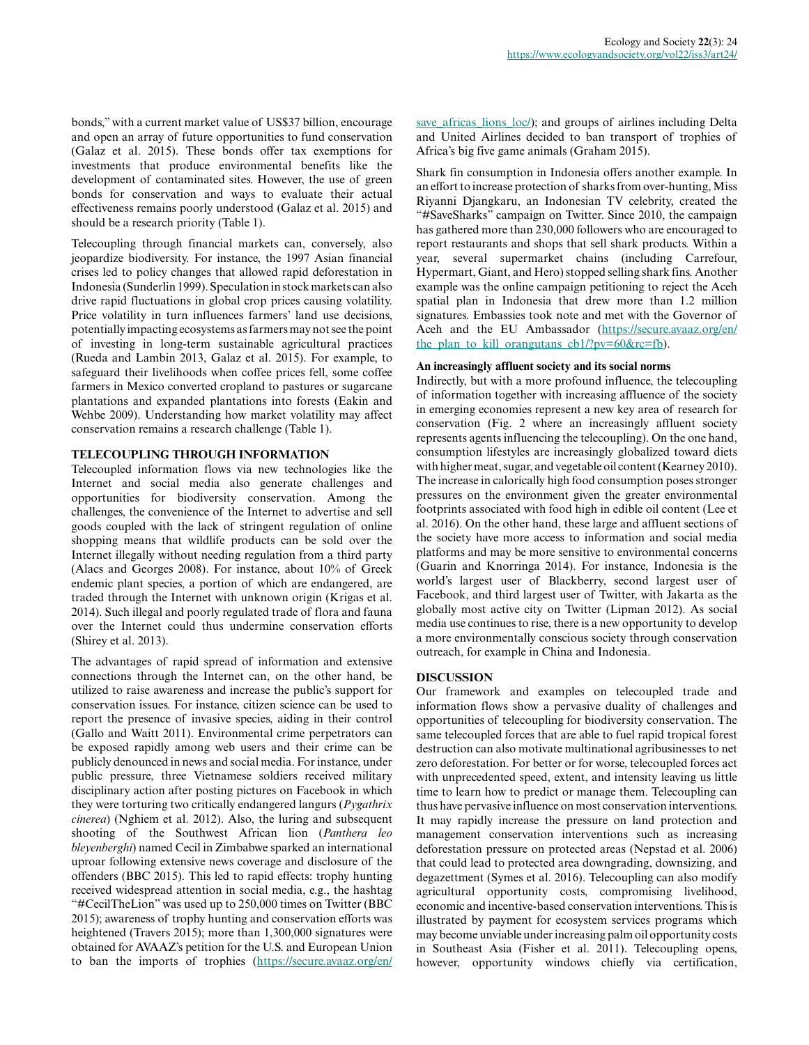bonds," with a current market value of US$37 billion, encourage and open an array of future opportunities to fund conservation (Galaz et al. 2015). These bonds offer tax exemptions for investments that produce environmental benefits like the development of contaminated sites. However, the use of green bonds for conservation and ways to evaluate their actual effectiveness remains poorly understood (Galaz et al. 2015) and should be a research priority (Table 1).

Telecoupling through financial markets can, conversely, also jeopardize biodiversity. For instance, the 1997 Asian financial crises led to policy changes that allowed rapid deforestation in Indonesia (Sunderlin 1999). Speculation in stock markets can also drive rapid fluctuations in global crop prices causing volatility. Price volatility in turn influences farmers' land use decisions, potentially impacting ecosystems as farmers may not see the point of investing in long-term sustainable agricultural practices (Rueda and Lambin 2013, Galaz et al. 2015). For example, to safeguard their livelihoods when coffee prices fell, some coffee farmers in Mexico converted cropland to pastures or sugarcane plantations and expanded plantations into forests (Eakin and Wehbe 2009). Understanding how market volatility may affect conservation remains a research challenge (Table 1).

## TELECOUPLING THROUGH INFORMATION

Telecoupled information flows via new technologies like the Internet and social media also generate challenges and opportunities for biodiversity conservation. Among the challenges, the convenience of the Internet to advertise and sell goods coupled with the lack of stringent regulation of online shopping means that wildlife products can be sold over the Internet illegally without needing regulation from a third party (Alacs and Georges 2008). For instance, about 10% of Greek endemic plant species, a portion of which are endangered, are traded through the Internet with unknown origin (Krigas et al. 2014). Such illegal and poorly regulated trade of flora and fauna over the Internet could thus undermine conservation efforts (Shirey et al. 2013).

The advantages of rapid spread of information and extensive connections through the Internet can, on the other hand, be utilized to raise awareness and increase the public's support for conservation issues. For instance, citizen science can be used to report the presence of invasive species, aiding in their control (Gallo and Waitt 2011). Environmental crime perpetrators can be exposed rapidly among web users and their crime can be publicly denounced in news and social media. For instance, under public pressure, three Vietnamese soldiers received military disciplinary action after posting pictures on Facebook in which they were torturing two critically endangered langurs (*Pygathrix cinerea*) (Nghiem et al. 2012). Also, the luring and subsequent shooting of the Southwest African lion (*Panthera leo bleyenberghi*) named Cecil in Zimbabwe sparked an international uproar following extensive news coverage and disclosure of the offenders (BBC 2015). This led to rapid effects: trophy hunting received widespread attention in social media, e.g., the hashtag "#CecilTheLion" was used up to 250,000 times on Twitter (BBC 2015); awareness of trophy hunting and conservation efforts was heightened (Travers 2015); more than 1,300,000 signatures were obtained for AVAAZ's petition for the U.S. and European Union to ban the imports of trophies (https://secure.avaaz.org/en/save_africas_lions_loc/); and groups of airlines including Delta and United Airlines decided to ban transport of trophies of Africa's big five game animals (Graham 2015).

Shark fin consumption in Indonesia offers another example. In an effort to increase protection of sharks from over-hunting, Miss Riyanni Djangkaru, an Indonesian TV celebrity, created the "#SaveSharks" campaign on Twitter. Since 2010, the campaign has gathered more than 230,000 followers who are encouraged to report restaurants and shops that sell shark products. Within a year, several supermarket chains (including Carrefour, Hypermart, Giant, and Hero) stopped selling shark fins. Another example was the online campaign petitioning to reject the Aceh spatial plan in Indonesia that drew more than 1.2 million signatures. Embassies took note and met with the Governor of Aceh and the EU Ambassador (https://secure.avaaz.org/en/the_plan_to_kill_orangutans_cb1/?pv=60&rc=fb).

### An increasingly affluent society and its social norms

Indirectly, but with a more profound influence, the telecoupling of information together with increasing affluence of the society in emerging economies represent a new key area of research for conservation (Fig. 2 where an increasingly affluent society represents agents influencing the telecoupling). On the one hand, consumption lifestyles are increasingly globalized toward diets with higher meat, sugar, and vegetable oil content (Kearney 2010). The increase in calorically high food consumption poses stronger pressures on the environment given the greater environmental footprints associated with food high in edible oil content (Lee et al. 2016). On the other hand, these large and affluent sections of the society have more access to information and social media platforms and may be more sensitive to environmental concerns (Guarin and Knorringa 2014). For instance, Indonesia is the world's largest user of Blackberry, second largest user of Facebook, and third largest user of Twitter, with Jakarta as the globally most active city on Twitter (Lipman 2012). As social media use continues to rise, there is a new opportunity to develop a more environmentally conscious society through conservation outreach, for example in China and Indonesia.

## DISCUSSION

Our framework and examples on telecoupled trade and information flows show a pervasive duality of challenges and opportunities of telecoupling for biodiversity conservation. The same telecoupled forces that are able to fuel rapid tropical forest destruction can also motivate multinational agribusinesses to net zero deforestation. For better or for worse, telecoupled forces act with unprecedented speed, extent, and intensity leaving us little time to learn how to predict or manage them. Telecoupling can thus have pervasive influence on most conservation interventions. It may rapidly increase the pressure on land protection and management conservation interventions such as increasing deforestation pressure on protected areas (Nepstad et al. 2006) that could lead to protected area downgrading, downsizing, and degazettment (Symes et al. 2016). Telecoupling can also modify agricultural opportunity costs, compromising livelihood, economic and incentive-based conservation interventions. This is illustrated by payment for ecosystem services programs which may become unviable under increasing palm oil opportunity costs in Southeast Asia (Fisher et al. 2011). Telecoupling opens, however, opportunity windows chiefly via certification,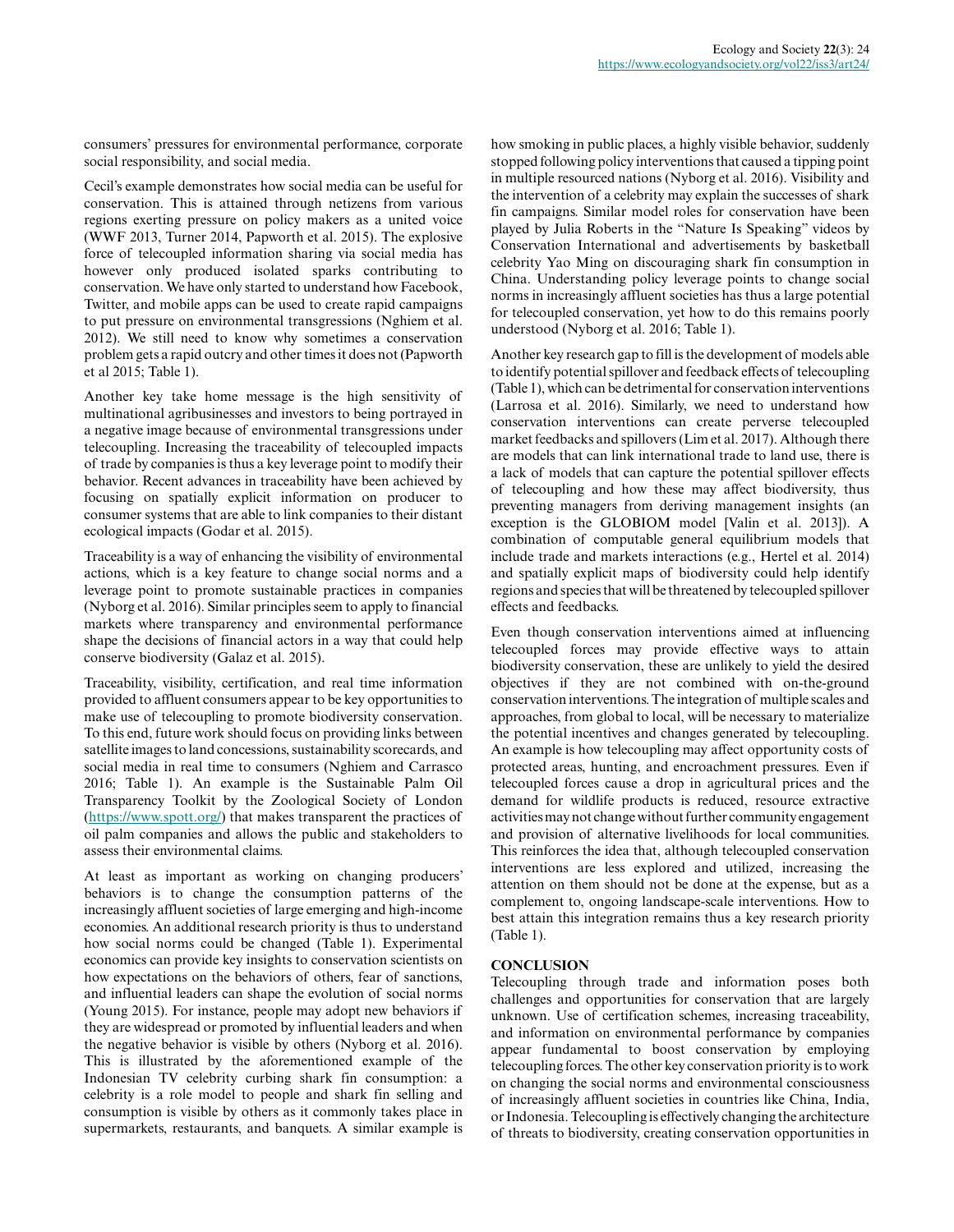consumers' pressures for environmental performance, corporate social responsibility, and social media.

Cecil's example demonstrates how social media can be useful for conservation. This is attained through netizens from various regions exerting pressure on policy makers as a united voice (WWF 2013, Turner 2014, Papworth et al. 2015). The explosive force of telecoupled information sharing via social media has however only produced isolated sparks contributing to conservation. We have only started to understand how Facebook, Twitter, and mobile apps can be used to create rapid campaigns to put pressure on environmental transgressions (Nghiem et al. 2012). We still need to know why sometimes a conservation problem gets a rapid outcry and other times it does not (Papworth et al 2015; Table 1).

Another key take home message is the high sensitivity of multinational agribusinesses and investors to being portrayed in a negative image because of environmental transgressions under telecoupling. Increasing the traceability of telecoupled impacts of trade by companies is thus a key leverage point to modify their behavior. Recent advances in traceability have been achieved by focusing on spatially explicit information on producer to consumer systems that are able to link companies to their distant ecological impacts (Godar et al. 2015).

Traceability is a way of enhancing the visibility of environmental actions, which is a key feature to change social norms and a leverage point to promote sustainable practices in companies (Nyborg et al. 2016). Similar principles seem to apply to financial markets where transparency and environmental performance shape the decisions of financial actors in a way that could help conserve biodiversity (Galaz et al. 2015).

Traceability, visibility, certification, and real time information provided to affluent consumers appear to be key opportunities to make use of telecoupling to promote biodiversity conservation. To this end, future work should focus on providing links between satellite images to land concessions, sustainability scorecards, and social media in real time to consumers (Nghiem and Carrasco 2016; Table 1). An example is the Sustainable Palm Oil Transparency Toolkit by the Zoological Society of London (https://www.spott.org/) that makes transparent the practices of oil palm companies and allows the public and stakeholders to assess their environmental claims.

At least as important as working on changing producers' behaviors is to change the consumption patterns of the increasingly affluent societies of large emerging and high-income economies. An additional research priority is thus to understand how social norms could be changed (Table 1). Experimental economics can provide key insights to conservation scientists on how expectations on the behaviors of others, fear of sanctions, and influential leaders can shape the evolution of social norms (Young 2015). For instance, people may adopt new behaviors if they are widespread or promoted by influential leaders and when the negative behavior is visible by others (Nyborg et al. 2016). This is illustrated by the aforementioned example of the Indonesian TV celebrity curbing shark fin consumption: a celebrity is a role model to people and shark fin selling and consumption is visible by others as it commonly takes place in supermarkets, restaurants, and banquets. A similar example is how smoking in public places, a highly visible behavior, suddenly stopped following policy interventions that caused a tipping point in multiple resourced nations (Nyborg et al. 2016). Visibility and the intervention of a celebrity may explain the successes of shark fin campaigns. Similar model roles for conservation have been played by Julia Roberts in the "Nature Is Speaking" videos by Conservation International and advertisements by basketball celebrity Yao Ming on discouraging shark fin consumption in China. Understanding policy leverage points to change social norms in increasingly affluent societies has thus a large potential for telecoupled conservation, yet how to do this remains poorly understood (Nyborg et al. 2016; Table 1).

Another key research gap to fill is the development of models able to identify potential spillover and feedback effects of telecoupling (Table 1), which can be detrimental for conservation interventions (Larrosa et al. 2016). Similarly, we need to understand how conservation interventions can create perverse telecoupled market feedbacks and spillovers (Lim et al. 2017). Although there are models that can link international trade to land use, there is a lack of models that can capture the potential spillover effects of telecoupling and how these may affect biodiversity, thus preventing managers from deriving management insights (an exception is the GLOBIOM model [Valin et al. 2013]). A combination of computable general equilibrium models that include trade and markets interactions (e.g., Hertel et al. 2014) and spatially explicit maps of biodiversity could help identify regions and species that will be threatened by telecoupled spillover effects and feedbacks.

Even though conservation interventions aimed at influencing telecoupled forces may provide effective ways to attain biodiversity conservation, these are unlikely to yield the desired objectives if they are not combined with on-the-ground conservation interventions. The integration of multiple scales and approaches, from global to local, will be necessary to materialize the potential incentives and changes generated by telecoupling. An example is how telecoupling may affect opportunity costs of protected areas, hunting, and encroachment pressures. Even if telecoupled forces cause a drop in agricultural prices and the demand for wildlife products is reduced, resource extractive activities may not change without further community engagement and provision of alternative livelihoods for local communities. This reinforces the idea that, although telecoupled conservation interventions are less explored and utilized, increasing the attention on them should not be done at the expense, but as a complement to, ongoing landscape-scale interventions. How to best attain this integration remains thus a key research priority (Table 1).

## CONCLUSION

Telecoupling through trade and information poses both challenges and opportunities for conservation that are largely unknown. Use of certification schemes, increasing traceability, and information on environmental performance by companies appear fundamental to boost conservation by employing telecoupling forces. The other key conservation priority is to work on changing the social norms and environmental consciousness of increasingly affluent societies in countries like China, India, or Indonesia. Telecoupling is effectively changing the architecture of threats to biodiversity, creating conservation opportunities in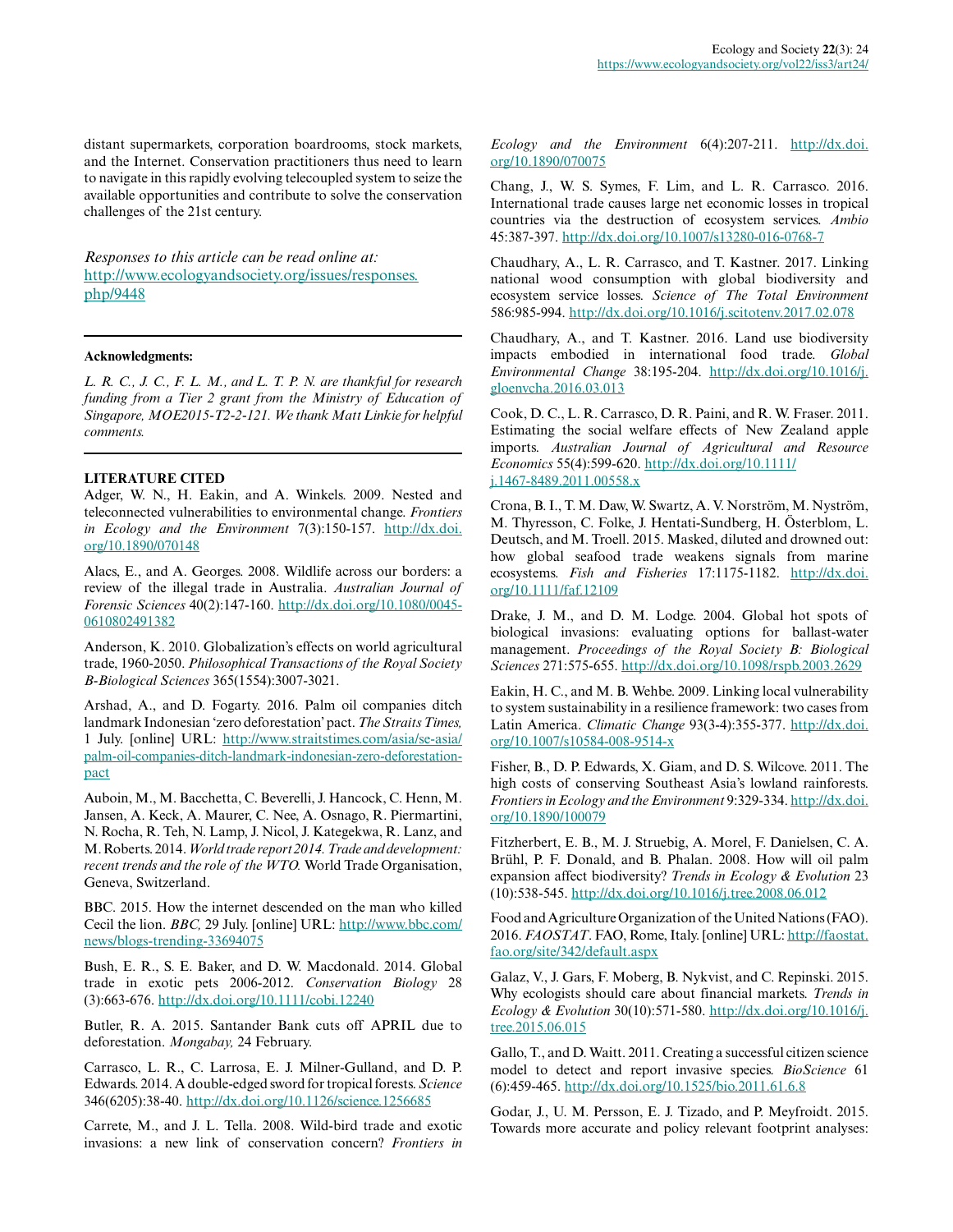distant supermarkets, corporation boardrooms, stock markets, and the Internet. Conservation practitioners thus need to learn to navigate in this rapidly evolving telecoupled system to seize the available opportunities and contribute to solve the conservation challenges of the 21st century.

*Responses to this article can be read online at:* http://www.ecologyandsociety.org/issues/responses.php/9448

---

**Acknowledgments:**

*L. R. C., J. C., F. L. M., and L. T. P. N. are thankful for research funding from a Tier 2 grant from the Ministry of Education of Singapore, MOE2015-T2-2-121. We thank Matt Linkie for helpful comments.*

---

**LITERATURE CITED**

Adger, W. N., H. Eakin, and A. Winkels. 2009. Nested and teleconnected vulnerabilities to environmental change. *Frontiers in Ecology and the Environment* 7(3):150-157. http://dx.doi.org/10.1890/070148

Alacs, E., and A. Georges. 2008. Wildlife across our borders: a review of the illegal trade in Australia. *Australian Journal of Forensic Sciences* 40(2):147-160. http://dx.doi.org/10.1080/00450610802491382

Anderson, K. 2010. Globalization's effects on world agricultural trade, 1960-2050. *Philosophical Transactions of the Royal Society B-Biological Sciences* 365(1554):3007-3021.

Arshad, A., and D. Fogarty. 2016. Palm oil companies ditch landmark Indonesian 'zero deforestation' pact. *The Straits Times,* 1 July. [online] URL: http://www.straitstimes.com/asia/se-asia/palm-oil-companies-ditch-landmark-indonesian-zero-deforestation-pact

Auboin, M., M. Bacchetta, C. Beverelli, J. Hancock, C. Henn, M. Jansen, A. Keck, A. Maurer, C. Nee, A. Osnago, R. Piermartini, N. Rocha, R. Teh, N. Lamp, J. Nicol, J. Kategekwa, R. Lanz, and M. Roberts. 2014. *World trade report 2014. Trade and development: recent trends and the role of the WTO.* World Trade Organisation, Geneva, Switzerland.

BBC. 2015. How the internet descended on the man who killed Cecil the lion. *BBC,* 29 July. [online] URL: http://www.bbc.com/news/blogs-trending-33694075

Bush, E. R., S. E. Baker, and D. W. Macdonald. 2014. Global trade in exotic pets 2006-2012. *Conservation Biology* 28 (3):663-676. http://dx.doi.org/10.1111/cobi.12240

Butler, R. A. 2015. Santander Bank cuts off APRIL due to deforestation. *Mongabay,* 24 February.

Carrasco, L. R., C. Larrosa, E. J. Milner-Gulland, and D. P. Edwards. 2014. A double-edged sword for tropical forests. *Science* 346(6205):38-40. http://dx.doi.org/10.1126/science.1256685

Carrete, M., and J. L. Tella. 2008. Wild-bird trade and exotic invasions: a new link of conservation concern? *Frontiers in Ecology and the Environment* 6(4):207-211. http://dx.doi.org/10.1890/070075

Chang, J., W. S. Symes, F. Lim, and L. R. Carrasco. 2016. International trade causes large net economic losses in tropical countries via the destruction of ecosystem services. *Ambio* 45:387-397. http://dx.doi.org/10.1007/s13280-016-0768-7

Chaudhary, A., L. R. Carrasco, and T. Kastner. 2017. Linking national wood consumption with global biodiversity and ecosystem service losses. *Science of The Total Environment* 586:985-994. http://dx.doi.org/10.1016/j.scitotenv.2017.02.078

Chaudhary, A., and T. Kastner. 2016. Land use biodiversity impacts embodied in international food trade. *Global Environmental Change* 38:195-204. http://dx.doi.org/10.1016/j.gloenvcha.2016.03.013

Cook, D. C., L. R. Carrasco, D. R. Paini, and R. W. Fraser. 2011. Estimating the social welfare effects of New Zealand apple imports. *Australian Journal of Agricultural and Resource Economics* 55(4):599-620. http://dx.doi.org/10.1111/j.1467-8489.2011.00558.x

Crona, B. I., T. M. Daw, W. Swartz, A. V. Norström, M. Nyström, M. Thyresson, C. Folke, J. Hentati-Sundberg, H. Österblom, L. Deutsch, and M. Troell. 2015. Masked, diluted and drowned out: how global seafood trade weakens signals from marine ecosystems. *Fish and Fisheries* 17:1175-1182. http://dx.doi.org/10.1111/faf.12109

Drake, J. M., and D. M. Lodge. 2004. Global hot spots of biological invasions: evaluating options for ballast-water management. *Proceedings of the Royal Society B: Biological Sciences* 271:575-655. http://dx.doi.org/10.1098/rspb.2003.2629

Eakin, H. C., and M. B. Wehbe. 2009. Linking local vulnerability to system sustainability in a resilience framework: two cases from Latin America. *Climatic Change* 93(3-4):355-377. http://dx.doi.org/10.1007/s10584-008-9514-x

Fisher, B., D. P. Edwards, X. Giam, and D. S. Wilcove. 2011. The high costs of conserving Southeast Asia's lowland rainforests. *Frontiers in Ecology and the Environment* 9:329-334. http://dx.doi.org/10.1890/100079

Fitzherbert, E. B., M. J. Struebig, A. Morel, F. Danielsen, C. A. Brühl, P. F. Donald, and B. Phalan. 2008. How will oil palm expansion affect biodiversity? *Trends in Ecology & Evolution* 23 (10):538-545. http://dx.doi.org/10.1016/j.tree.2008.06.012

Food and Agriculture Organization of the United Nations (FAO). 2016. *FAOSTAT*. FAO, Rome, Italy. [online] URL: http://faostat.fao.org/site/342/default.aspx

Galaz, V., J. Gars, F. Moberg, B. Nykvist, and C. Repinski. 2015. Why ecologists should care about financial markets. *Trends in Ecology & Evolution* 30(10):571-580. http://dx.doi.org/10.1016/j.tree.2015.06.015

Gallo, T., and D. Waitt. 2011. Creating a successful citizen science model to detect and report invasive species. *BioScience* 61 (6):459-465. http://dx.doi.org/10.1525/bio.2011.61.6.8

Godar, J., U. M. Persson, E. J. Tizado, and P. Meyfroidt. 2015. Towards more accurate and policy relevant footprint analyses: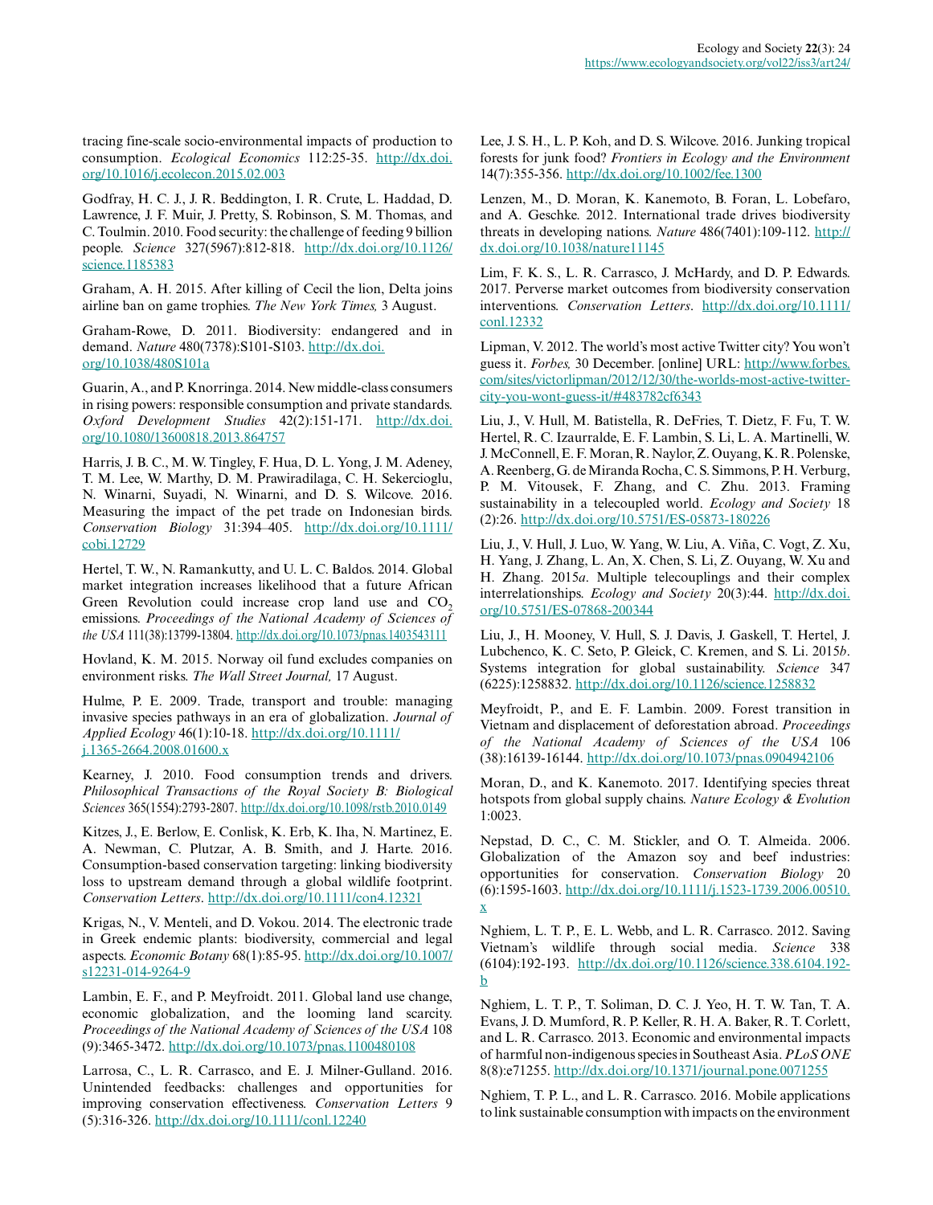tracing fine-scale socio-environmental impacts of production to consumption. *Ecological Economics* 112:25-35. http://dx.doi.org/10.1016/j.ecolecon.2015.02.003

Godfray, H. C. J., J. R. Beddington, I. R. Crute, L. Haddad, D. Lawrence, J. F. Muir, J. Pretty, S. Robinson, S. M. Thomas, and C. Toulmin. 2010. Food security: the challenge of feeding 9 billion people. *Science* 327(5967):812-818. http://dx.doi.org/10.1126/science.1185383

Graham, A. H. 2015. After killing of Cecil the lion, Delta joins airline ban on game trophies. *The New York Times,* 3 August.

Graham-Rowe, D. 2011. Biodiversity: endangered and in demand. *Nature* 480(7378):S101-S103. http://dx.doi.org/10.1038/480S101a

Guarin, A., and P. Knorringa. 2014. New middle-class consumers in rising powers: responsible consumption and private standards. *Oxford Development Studies* 42(2):151-171. http://dx.doi.org/10.1080/13600818.2013.864757

Harris, J. B. C., M. W. Tingley, F. Hua, D. L. Yong, J. M. Adeney, T. M. Lee, W. Marthy, D. M. Prawiradilaga, C. H. Sekercioglu, N. Winarni, Suyadi, N. Winarni, and D. S. Wilcove. 2016. Measuring the impact of the pet trade on Indonesian birds. *Conservation Biology* 31:394–405. http://dx.doi.org/10.1111/cobi.12729

Hertel, T. W., N. Ramankutty, and U. L. C. Baldos. 2014. Global market integration increases likelihood that a future African Green Revolution could increase crop land use and $CO_2$ emissions. *Proceedings of the National Academy of Sciences of the USA* 111(38):13799-13804. http://dx.doi.org/10.1073/pnas.1403543111

Hovland, K. M. 2015. Norway oil fund excludes companies on environment risks. *The Wall Street Journal,* 17 August.

Hulme, P. E. 2009. Trade, transport and trouble: managing invasive species pathways in an era of globalization. *Journal of Applied Ecology* 46(1):10-18. http://dx.doi.org/10.1111/j.1365-2664.2008.01600.x

Kearney, J. 2010. Food consumption trends and drivers. *Philosophical Transactions of the Royal Society B: Biological Sciences* 365(1554):2793-2807. http://dx.doi.org/10.1098/rstb.2010.0149

Kitzes, J., E. Berlow, E. Conlisk, K. Erb, K. Iha, N. Martinez, E. A. Newman, C. Plutzar, A. B. Smith, and J. Harte. 2016. Consumption-based conservation targeting: linking biodiversity loss to upstream demand through a global wildlife footprint. *Conservation Letters*. http://dx.doi.org/10.1111/con4.12321

Krigas, N., V. Menteli, and D. Vokou. 2014. The electronic trade in Greek endemic plants: biodiversity, commercial and legal aspects. *Economic Botany* 68(1):85-95. http://dx.doi.org/10.1007/s12231-014-9264-9

Lambin, E. F., and P. Meyfroidt. 2011. Global land use change, economic globalization, and the looming land scarcity. *Proceedings of the National Academy of Sciences of the USA* 108 (9):3465-3472. http://dx.doi.org/10.1073/pnas.1100480108

Larrosa, C., L. R. Carrasco, and E. J. Milner-Gulland. 2016. Unintended feedbacks: challenges and opportunities for improving conservation effectiveness. *Conservation Letters* 9 (5):316-326. http://dx.doi.org/10.1111/conl.12240

Lee, J. S. H., L. P. Koh, and D. S. Wilcove. 2016. Junking tropical forests for junk food? *Frontiers in Ecology and the Environment* 14(7):355-356. http://dx.doi.org/10.1002/fee.1300

Lenzen, M., D. Moran, K. Kanemoto, B. Foran, L. Lobefaro, and A. Geschke. 2012. International trade drives biodiversity threats in developing nations. *Nature* 486(7401):109-112. http://dx.doi.org/10.1038/nature11145

Lim, F. K. S., L. R. Carrasco, J. McHardy, and D. P. Edwards. 2017. Perverse market outcomes from biodiversity conservation interventions. *Conservation Letters*. http://dx.doi.org/10.1111/conl.12332

Lipman, V. 2012. The world's most active Twitter city? You won't guess it. *Forbes,* 30 December. [online] URL: http://www.forbes.com/sites/victorlipman/2012/12/30/the-worlds-most-active-twitter-city-you-wont-guess-it/#483782cf6343

Liu, J., V. Hull, M. Batistella, R. DeFries, T. Dietz, F. Fu, T. W. Hertel, R. C. Izaurralde, E. F. Lambin, S. Li, L. A. Martinelli, W. J. McConnell, E. F. Moran, R. Naylor, Z. Ouyang, K. R. Polenske, A. Reenberg, G. de Miranda Rocha, C. S. Simmons, P. H. Verburg, P. M. Vitousek, F. Zhang, and C. Zhu. 2013. Framing sustainability in a telecoupled world. *Ecology and Society* 18 (2):26. http://dx.doi.org/10.5751/ES-05873-180226

Liu, J., V. Hull, J. Luo, W. Yang, W. Liu, A. Viña, C. Vogt, Z. Xu, H. Yang, J. Zhang, L. An, X. Chen, S. Li, Z. Ouyang, W. Xu and H. Zhang. 2015*a*. Multiple telecouplings and their complex interrelationships. *Ecology and Society* 20(3):44. http://dx.doi.org/10.5751/ES-07868-200344

Liu, J., H. Mooney, V. Hull, S. J. Davis, J. Gaskell, T. Hertel, J. Lubchenco, K. C. Seto, P. Gleick, C. Kremen, and S. Li. 2015*b*. Systems integration for global sustainability. *Science* 347 (6225):1258832. http://dx.doi.org/10.1126/science.1258832

Meyfroidt, P., and E. F. Lambin. 2009. Forest transition in Vietnam and displacement of deforestation abroad. *Proceedings of the National Academy of Sciences of the USA* 106 (38):16139-16144. http://dx.doi.org/10.1073/pnas.0904942106

Moran, D., and K. Kanemoto. 2017. Identifying species threat hotspots from global supply chains. *Nature Ecology & Evolution* 1:0023.

Nepstad, D. C., C. M. Stickler, and O. T. Almeida. 2006. Globalization of the Amazon soy and beef industries: opportunities for conservation. *Conservation Biology* 20 (6):1595-1603. http://dx.doi.org/10.1111/j.1523-1739.2006.00510.x

Nghiem, L. T. P., E. L. Webb, and L. R. Carrasco. 2012. Saving Vietnam's wildlife through social media. *Science* 338 (6104):192-193. http://dx.doi.org/10.1126/science.338.6104.192-b

Nghiem, L. T. P., T. Soliman, D. C. J. Yeo, H. T. W. Tan, T. A. Evans, J. D. Mumford, R. P. Keller, R. H. A. Baker, R. T. Corlett, and L. R. Carrasco. 2013. Economic and environmental impacts of harmful non-indigenous species in Southeast Asia. *PLoS ONE* 8(8):e71255. http://dx.doi.org/10.1371/journal.pone.0071255

Nghiem, T. P. L., and L. R. Carrasco. 2016. Mobile applications to link sustainable consumption with impacts on the environment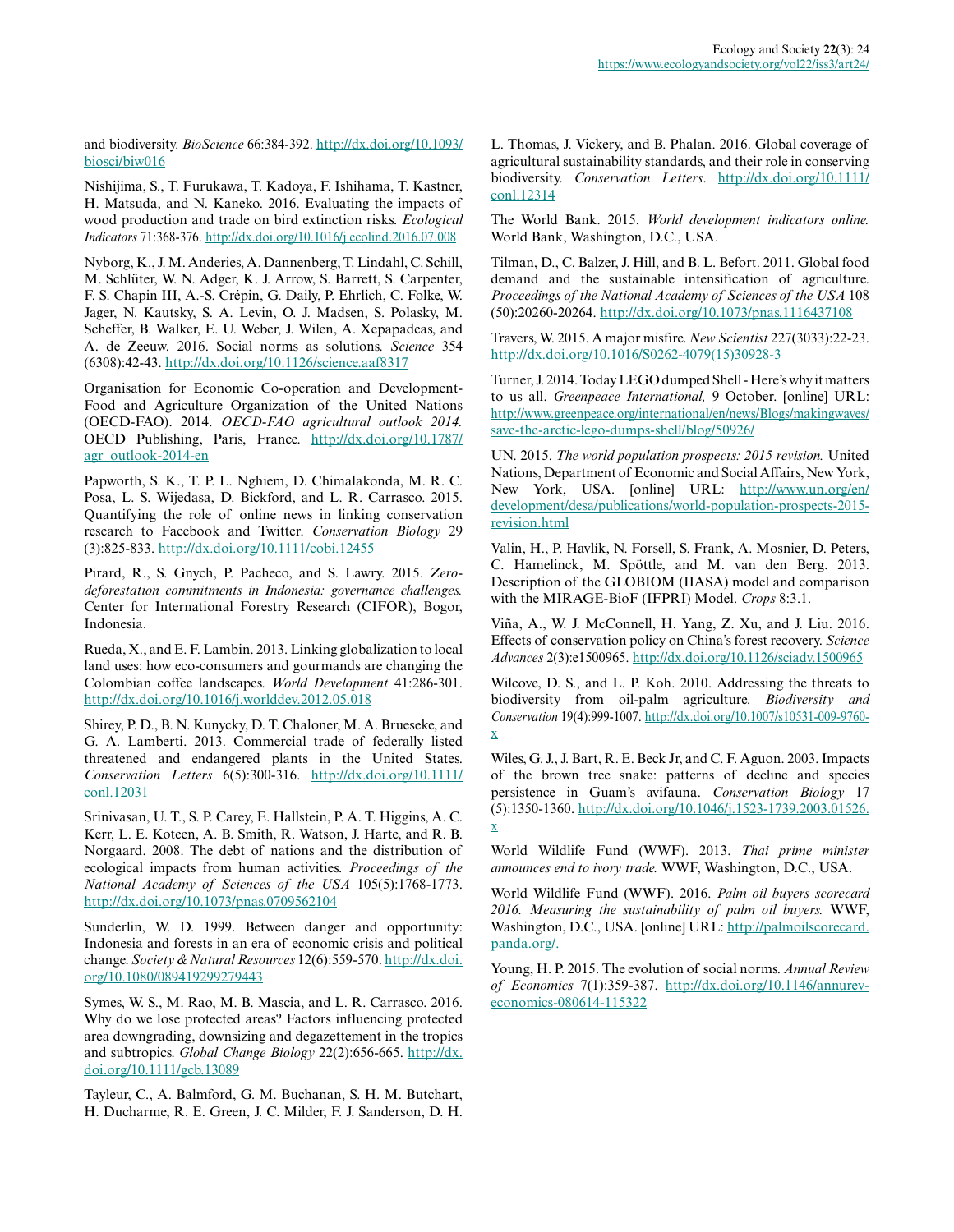and biodiversity. *BioScience* 66:384-392. http://dx.doi.org/10.1093/biosci/biw016

Nishijima, S., T. Furukawa, T. Kadoya, F. Ishihama, T. Kastner, H. Matsuda, and N. Kaneko. 2016. Evaluating the impacts of wood production and trade on bird extinction risks. *Ecological Indicators* 71:368-376. http://dx.doi.org/10.1016/j.ecolind.2016.07.008

Nyborg, K., J. M. Anderies, A. Dannenberg, T. Lindahl, C. Schill, M. Schlüter, W. N. Adger, K. J. Arrow, S. Barrett, S. Carpenter, F. S. Chapin III, A.-S. Crépin, G. Daily, P. Ehrlich, C. Folke, W. Jager, N. Kautsky, S. A. Levin, O. J. Madsen, S. Polasky, M. Scheffer, B. Walker, E. U. Weber, J. Wilen, A. Xepapadeas, and A. de Zeeuw. 2016. Social norms as solutions. *Science* 354 (6308):42-43. http://dx.doi.org/10.1126/science.aaf8317

Organisation for Economic Co-operation and Development-Food and Agriculture Organization of the United Nations (OECD-FAO). 2014. *OECD-FAO agricultural outlook 2014.* OECD Publishing, Paris, France. http://dx.doi.org/10.1787/agr_outlook-2014-en

Papworth, S. K., T. P. L. Nghiem, D. Chimalakonda, M. R. C. Posa, L. S. Wijedasa, D. Bickford, and L. R. Carrasco. 2015. Quantifying the role of online news in linking conservation research to Facebook and Twitter. *Conservation Biology* 29 (3):825-833. http://dx.doi.org/10.1111/cobi.12455

Pirard, R., S. Gnych, P. Pacheco, and S. Lawry. 2015. *Zero-deforestation commitments in Indonesia: governance challenges.* Center for International Forestry Research (CIFOR), Bogor, Indonesia.

Rueda, X., and E. F. Lambin. 2013. Linking globalization to local land uses: how eco-consumers and gourmands are changing the Colombian coffee landscapes. *World Development* 41:286-301. http://dx.doi.org/10.1016/j.worlddev.2012.05.018

Shirey, P. D., B. N. Kunycky, D. T. Chaloner, M. A. Brueseke, and G. A. Lamberti. 2013. Commercial trade of federally listed threatened and endangered plants in the United States. *Conservation Letters* 6(5):300-316. http://dx.doi.org/10.1111/conl.12031

Srinivasan, U. T., S. P. Carey, E. Hallstein, P. A. T. Higgins, A. C. Kerr, L. E. Koteen, A. B. Smith, R. Watson, J. Harte, and R. B. Norgaard. 2008. The debt of nations and the distribution of ecological impacts from human activities. *Proceedings of the National Academy of Sciences of the USA* 105(5):1768-1773. http://dx.doi.org/10.1073/pnas.0709562104

Sunderlin, W. D. 1999. Between danger and opportunity: Indonesia and forests in an era of economic crisis and political change. *Society & Natural Resources* 12(6):559-570. http://dx.doi.org/10.1080/089419299279443

Symes, W. S., M. Rao, M. B. Mascia, and L. R. Carrasco. 2016. Why do we lose protected areas? Factors influencing protected area downgrading, downsizing and degazettement in the tropics and subtropics. *Global Change Biology* 22(2):656-665. http://dx.doi.org/10.1111/gcb.13089

Tayleur, C., A. Balmford, G. M. Buchanan, S. H. M. Butchart, H. Ducharme, R. E. Green, J. C. Milder, F. J. Sanderson, D. H. L. Thomas, J. Vickery, and B. Phalan. 2016. Global coverage of agricultural sustainability standards, and their role in conserving biodiversity. *Conservation Letters*. http://dx.doi.org/10.1111/conl.12314

The World Bank. 2015. *World development indicators online.* World Bank, Washington, D.C., USA.

Tilman, D., C. Balzer, J. Hill, and B. L. Befort. 2011. Global food demand and the sustainable intensification of agriculture. *Proceedings of the National Academy of Sciences of the USA* 108 (50):20260-20264. http://dx.doi.org/10.1073/pnas.1116437108

Travers, W. 2015. A major misfire. *New Scientist* 227(3033):22-23. http://dx.doi.org/10.1016/S0262-4079(15)30928-3

Turner, J. 2014. Today LEGO dumped Shell - Here's why it matters to us all. *Greenpeace International,* 9 October. [online] URL: http://www.greenpeace.org/international/en/news/Blogs/makingwaves/save-the-arctic-lego-dumps-shell/blog/50926/

UN. 2015. *The world population prospects: 2015 revision.* United Nations, Department of Economic and Social Affairs, New York, New York, USA. [online] URL: http://www.un.org/en/development/desa/publications/world-population-prospects-2015-revision.html

Valin, H., P. Havlík, N. Forsell, S. Frank, A. Mosnier, D. Peters, C. Hamelinck, M. Spöttle, and M. van den Berg. 2013. Description of the GLOBIOM (IIASA) model and comparison with the MIRAGE-BioF (IFPRI) Model. *Crops* 8:3.1.

Viña, A., W. J. McConnell, H. Yang, Z. Xu, and J. Liu. 2016. Effects of conservation policy on China's forest recovery. *Science Advances* 2(3):e1500965. http://dx.doi.org/10.1126/sciadv.1500965

Wilcove, D. S., and L. P. Koh. 2010. Addressing the threats to biodiversity from oil-palm agriculture. *Biodiversity and Conservation* 19(4):999-1007. http://dx.doi.org/10.1007/s10531-009-9760-x

Wiles, G. J., J. Bart, R. E. Beck Jr, and C. F. Aguon. 2003. Impacts of the brown tree snake: patterns of decline and species persistence in Guam's avifauna. *Conservation Biology* 17 (5):1350-1360. http://dx.doi.org/10.1046/j.1523-1739.2003.01526.x

World Wildlife Fund (WWF). 2013. *Thai prime minister announces end to ivory trade.* WWF, Washington, D.C., USA.

World Wildlife Fund (WWF). 2016. *Palm oil buyers scorecard 2016. Measuring the sustainability of palm oil buyers.* WWF, Washington, D.C., USA. [online] URL: http://palmoilscorecard.panda.org/.

Young, H. P. 2015. The evolution of social norms. *Annual Review of Economics* 7(1):359-387. http://dx.doi.org/10.1146/annurev-economics-080614-115322